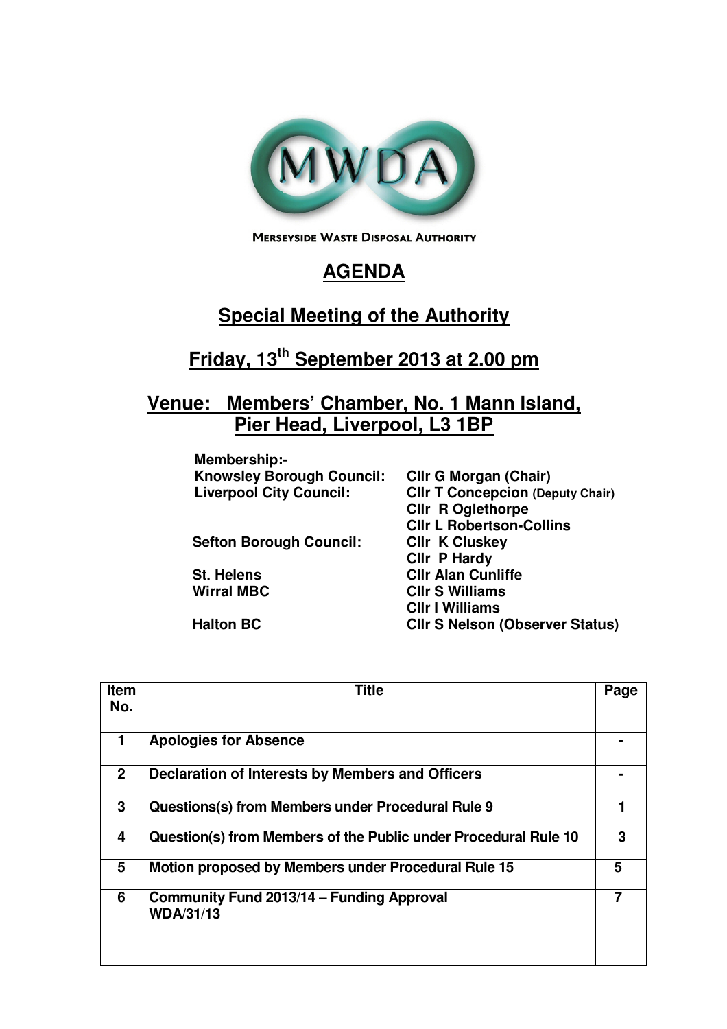MWDA

MERSEYSIDE WASTE DISPOSAL AUTHORITY

# AGENDA

## Special Meeting of the Authority

## Friday, 13th September 2013 at 2.00 pm

## Venue: Members' Chamber, No. 1 Mann Island, Pier Head, Liverpool, L3 1BP

**Membership:-**

| | |
|---|---|
| **Knowsley Borough Council:** | **Cllr G Morgan (Chair)** |
| **Liverpool City Council:** | **Cllr T Concepcion (Deputy Chair)** |
| | **Cllr R Oglethorpe** |
| | **Cllr L Robertson-Collins** |
| **Sefton Borough Council:** | **Cllr K Cluskey** |
| | **Cllr P Hardy** |
| **St. Helens** | **Cllr Alan Cunliffe** |
| **Wirral MBC** | **Cllr S Williams** |
| | **Cllr I Williams** |
| **Halton BC** | **Cllr S Nelson (Observer Status)** |

| Item No. | Title | Page |
|---|---|---|
| 1 | Apologies for Absence | - |
| 2 | Declaration of Interests by Members and Officers | - |
| 3 | Questions(s) from Members under Procedural Rule 9 | 1 |
| 4 | Question(s) from Members of the Public under Procedural Rule 10 | 3 |
| 5 | Motion proposed by Members under Procedural Rule 15 | 5 |
| 6 | Community Fund 2013/14 – Funding Approval WDA/31/13 | 7 |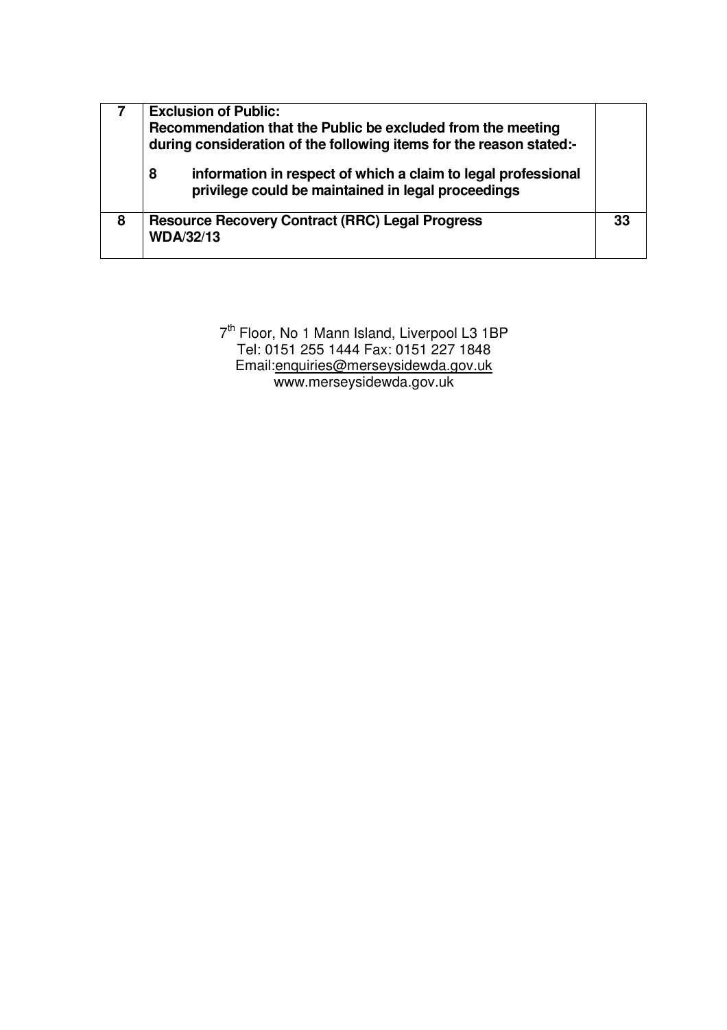| | | |
|---|---|---|
| 7 | **Exclusion of Public:**<br>**Recommendation that the Public be excluded from the meeting during consideration of the following items for the reason stated:-**<br><br>**8 information in respect of which a claim to legal professional privilege could be maintained in legal proceedings** | |
| 8 | **Resource Recovery Contract (RRC) Legal Progress**<br>**WDA/32/13** | 33 |

7th Floor, No 1 Mann Island, Liverpool L3 1BP
Tel: 0151 255 1444 Fax: 0151 227 1848
Email:enquiries@merseysidewda.gov.uk
www.merseysidewda.gov.uk